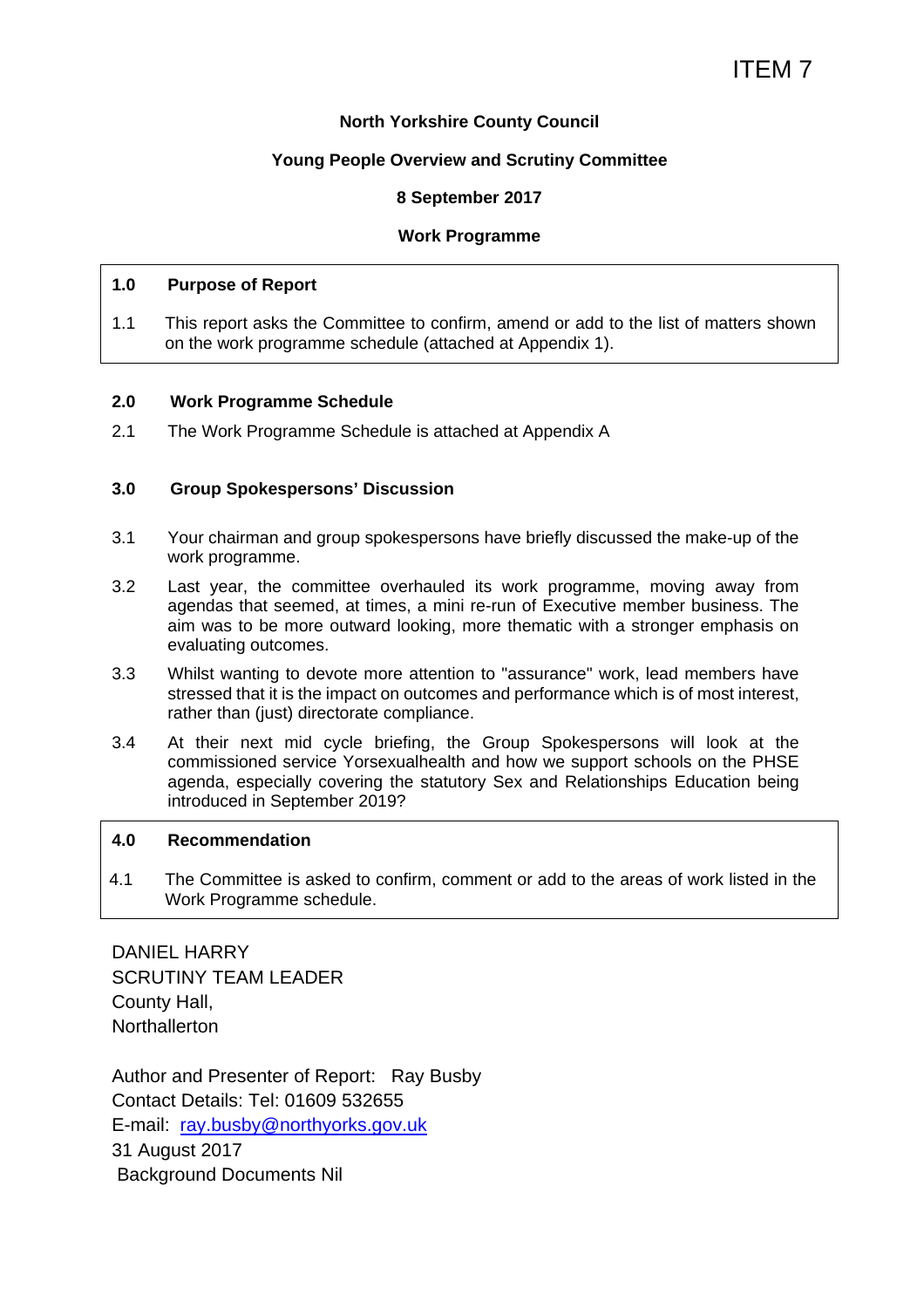ITEM 7

**North Yorkshire County Council**

**Young People Overview and Scrutiny Committee**

**8 September 2017**

**Work Programme**

## 1.0 Purpose of Report

1.1 This report asks the Committee to confirm, amend or add to the list of matters shown on the work programme schedule (attached at Appendix 1).

## 2.0 Work Programme Schedule

2.1 The Work Programme Schedule is attached at Appendix A

## 3.0 Group Spokespersons' Discussion

3.1 Your chairman and group spokespersons have briefly discussed the make-up of the work programme.

3.2 Last year, the committee overhauled its work programme, moving away from agendas that seemed, at times, a mini re-run of Executive member business. The aim was to be more outward looking, more thematic with a stronger emphasis on evaluating outcomes.

3.3 Whilst wanting to devote more attention to "assurance" work, lead members have stressed that it is the impact on outcomes and performance which is of most interest, rather than (just) directorate compliance.

3.4 At their next mid cycle briefing, the Group Spokespersons will look at the commissioned service Yorsexualhealth and how we support schools on the PHSE agenda, especially covering the statutory Sex and Relationships Education being introduced in September 2019?

## 4.0 Recommendation

4.1 The Committee is asked to confirm, comment or add to the areas of work listed in the Work Programme schedule.

DANIEL HARRY
SCRUTINY TEAM LEADER
County Hall,
Northallerton

Author and Presenter of Report: Ray Busby
Contact Details: Tel: 01609 532655
E-mail: ray.busby@northyorks.gov.uk
31 August 2017
Background Documents Nil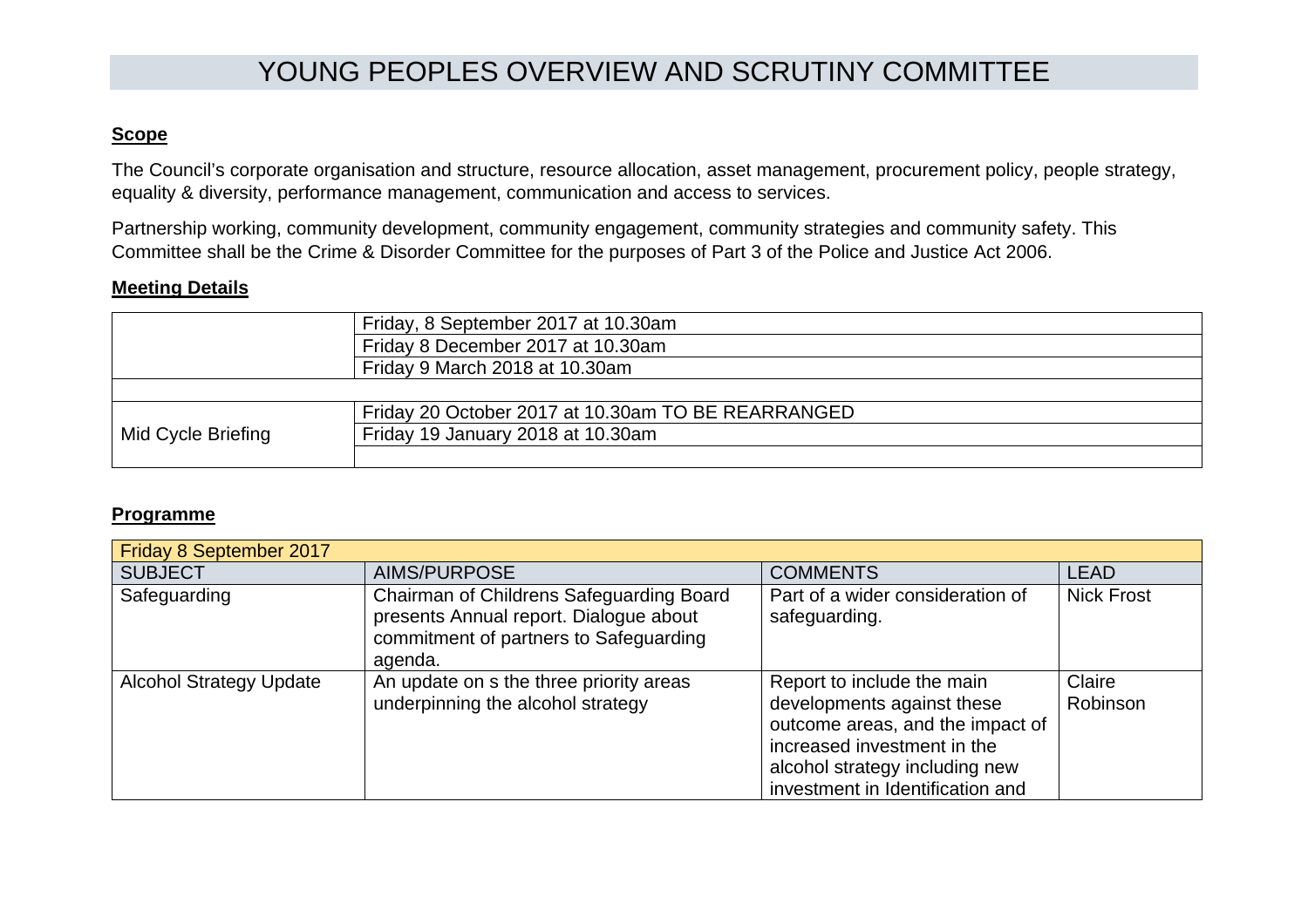# YOUNG PEOPLES OVERVIEW AND SCRUTINY COMMITTEE

**Scope**

The Council's corporate organisation and structure, resource allocation, asset management, procurement policy, people strategy, equality & diversity, performance management, communication and access to services.

Partnership working, community development, community engagement, community strategies and community safety. This Committee shall be the Crime & Disorder Committee for the purposes of Part 3 of the Police and Justice Act 2006.

**Meeting Details**

| | |
|---|---|
| | Friday, 8 September 2017 at 10.30am |
| | Friday 8 December 2017 at 10.30am |
| | Friday 9 March 2018 at 10.30am |
| | |
| Mid Cycle Briefing | Friday 20 October 2017 at 10.30am TO BE REARRANGED |
| | Friday 19 January 2018 at 10.30am |
| | |

**Programme**

| Friday 8 September 2017 | | | |
|---|---|---|---|
| SUBJECT | AIMS/PURPOSE | COMMENTS | LEAD |
| Safeguarding | Chairman of Childrens Safeguarding Board presents Annual report. Dialogue about commitment of partners to Safeguarding agenda. | Part of a wider consideration of safeguarding. | Nick Frost |
| Alcohol Strategy Update | An update on s the three priority areas underpinning the alcohol strategy | Report to include the main developments against these outcome areas, and the impact of increased investment in the alcohol strategy including new investment in Identification and | Claire Robinson |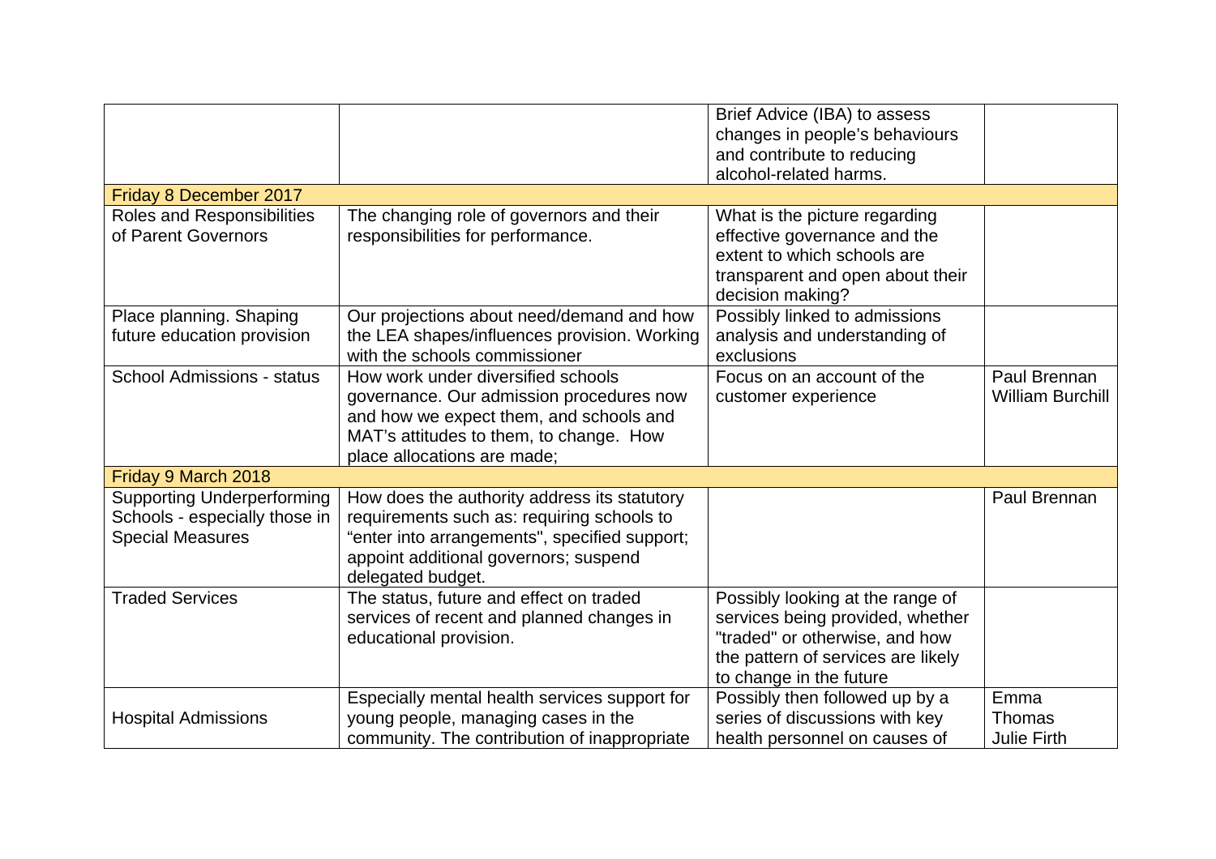| | | | |
|---|---|---|---|
| | | Brief Advice (IBA) to assess changes in people's behaviours and contribute to reducing alcohol-related harms. | |
| **Friday 8 December 2017** | | | |
| Roles and Responsibilities of Parent Governors | The changing role of governors and their responsibilities for performance. | What is the picture regarding effective governance and the extent to which schools are transparent and open about their decision making? | |
| Place planning. Shaping future education provision | Our projections about need/demand and how the LEA shapes/influences provision. Working with the schools commissioner | Possibly linked to admissions analysis and understanding of exclusions | |
| School Admissions - status | How work under diversified schools governance. Our admission procedures now and how we expect them, and schools and MAT's attitudes to them, to change. How place allocations are made; | Focus on an account of the customer experience | Paul Brennan William Burchill |
| **Friday 9 March 2018** | | | |
| Supporting Underperforming Schools - especially those in Special Measures | How does the authority address its statutory requirements such as: requiring schools to "enter into arrangements", specified support; appoint additional governors; suspend delegated budget. | | Paul Brennan |
| Traded Services | The status, future and effect on traded services of recent and planned changes in educational provision. | Possibly looking at the range of services being provided, whether "traded" or otherwise, and how the pattern of services are likely to change in the future | |
| Hospital Admissions | Especially mental health services support for young people, managing cases in the community. The contribution of inappropriate | Possibly then followed up by a series of discussions with key health personnel on causes of | Emma Thomas Julie Firth |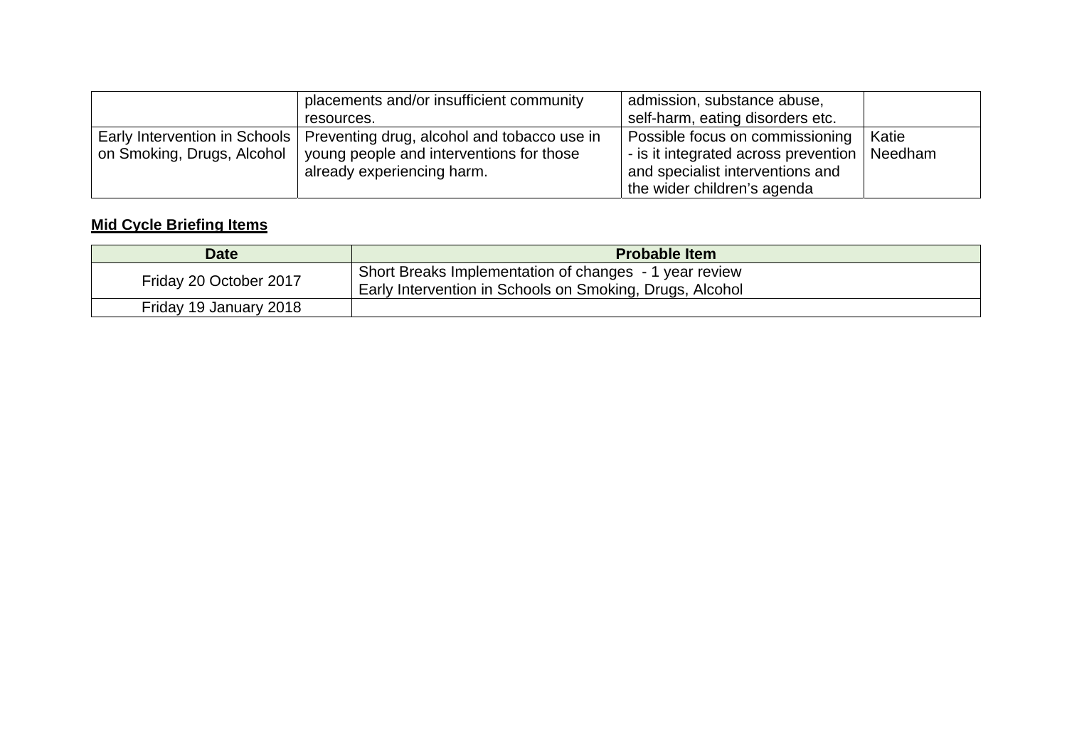| | | | |
|---|---|---|---|
| | placements and/or insufficient community resources. | admission, substance abuse, self-harm, eating disorders etc. | |
| Early Intervention in Schools on Smoking, Drugs, Alcohol | Preventing drug, alcohol and tobacco use in young people and interventions for those already experiencing harm. | Possible focus on commissioning - is it integrated across prevention and specialist interventions and the wider children's agenda | Katie Needham |

**Mid Cycle Briefing Items**

| Date | Probable Item |
|---|---|
| Friday 20 October 2017 | Short Breaks Implementation of changes - 1 year review<br>Early Intervention in Schools on Smoking, Drugs, Alcohol |
| Friday 19 January 2018 | |